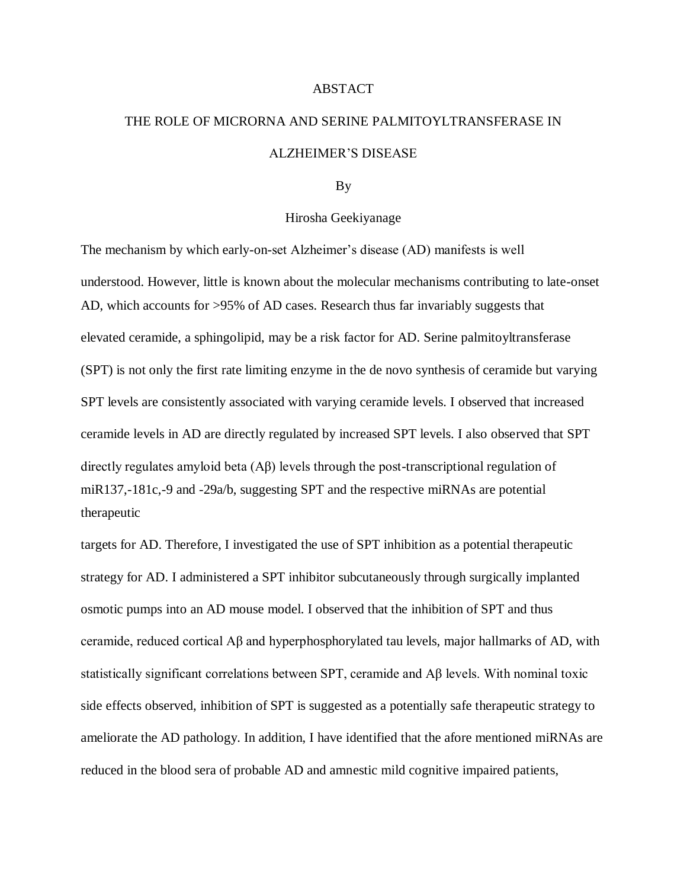# ABSTACT

## THE ROLE OF MICRORNA AND SERINE PALMITOYLTRANSFERASE IN ALZHEIMER'S DISEASE

By

Hirosha Geekiyanage

The mechanism by which early-on-set Alzheimer's disease (AD) manifests is well understood. However, little is known about the molecular mechanisms contributing to late-onset AD, which accounts for >95% of AD cases. Research thus far invariably suggests that elevated ceramide, a sphingolipid, may be a risk factor for AD. Serine palmitoyltransferase (SPT) is not only the first rate limiting enzyme in the de novo synthesis of ceramide but varying SPT levels are consistently associated with varying ceramide levels. I observed that increased ceramide levels in AD are directly regulated by increased SPT levels. I also observed that SPT directly regulates amyloid beta (Aβ) levels through the post-transcriptional regulation of miR137,-181c,-9 and -29a/b, suggesting SPT and the respective miRNAs are potential therapeutic

targets for AD. Therefore, I investigated the use of SPT inhibition as a potential therapeutic strategy for AD. I administered a SPT inhibitor subcutaneously through surgically implanted osmotic pumps into an AD mouse model. I observed that the inhibition of SPT and thus ceramide, reduced cortical Aβ and hyperphosphorylated tau levels, major hallmarks of AD, with statistically significant correlations between SPT, ceramide and Aβ levels. With nominal toxic side effects observed, inhibition of SPT is suggested as a potentially safe therapeutic strategy to ameliorate the AD pathology. In addition, I have identified that the afore mentioned miRNAs are reduced in the blood sera of probable AD and amnestic mild cognitive impaired patients,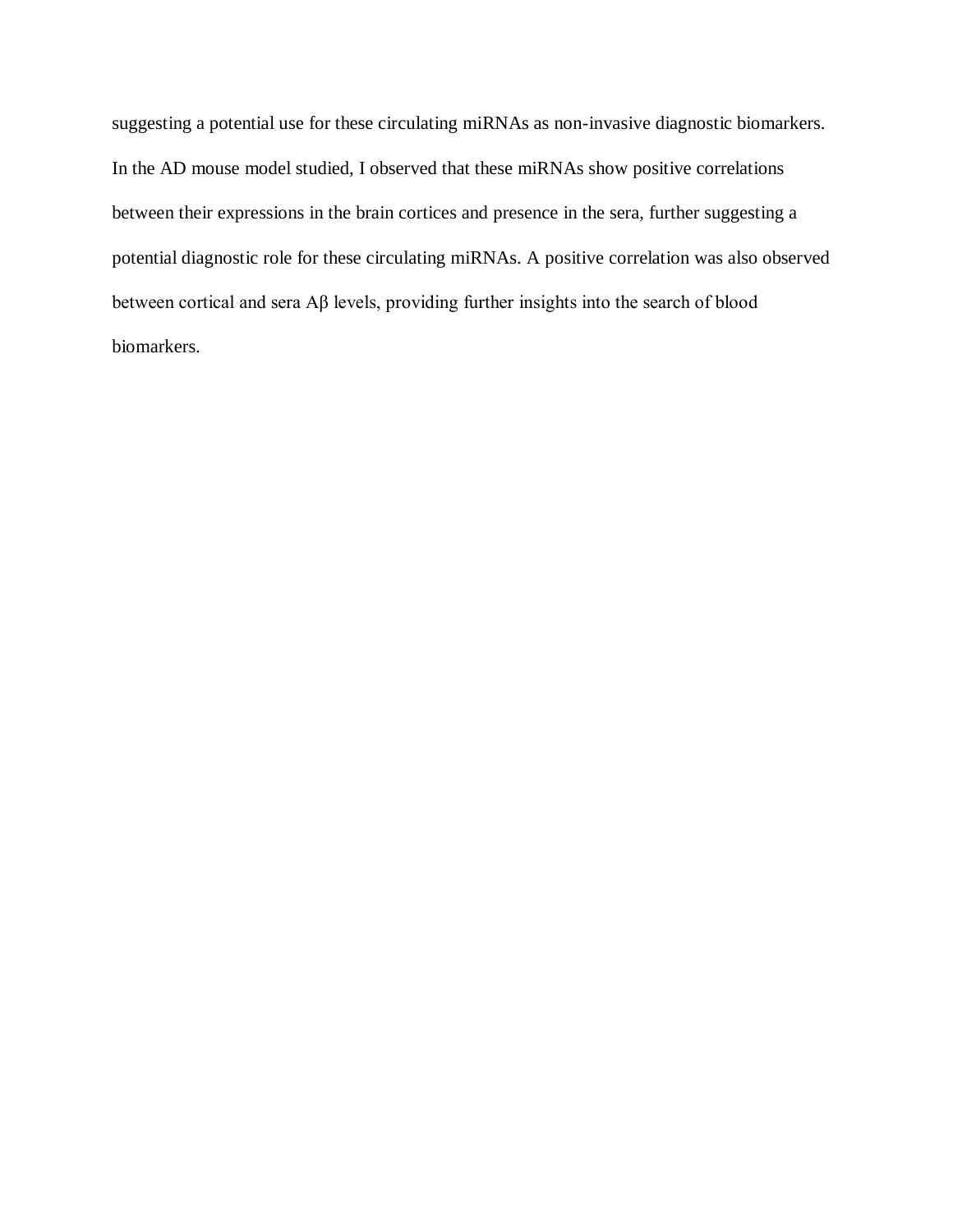suggesting a potential use for these circulating miRNAs as non-invasive diagnostic biomarkers. In the AD mouse model studied, I observed that these miRNAs show positive correlations between their expressions in the brain cortices and presence in the sera, further suggesting a potential diagnostic role for these circulating miRNAs. A positive correlation was also observed between cortical and sera Aβ levels, providing further insights into the search of blood biomarkers.